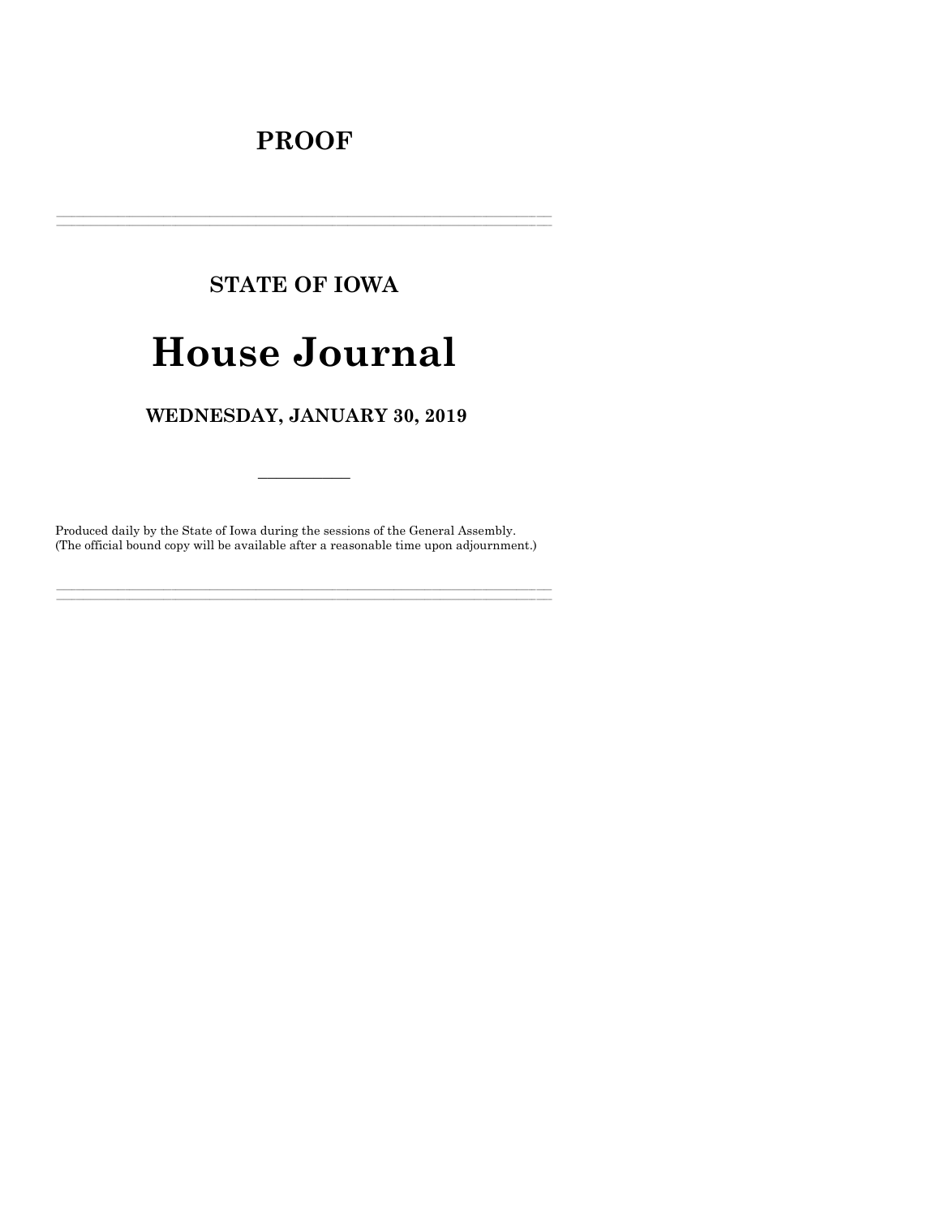# PROOF

---

## STATE OF IOWA

# House Journal

## WEDNESDAY, JANUARY 30, 2019

---

Produced daily by the State of Iowa during the sessions of the General Assembly.
(The official bound copy will be available after a reasonable time upon adjournment.)

---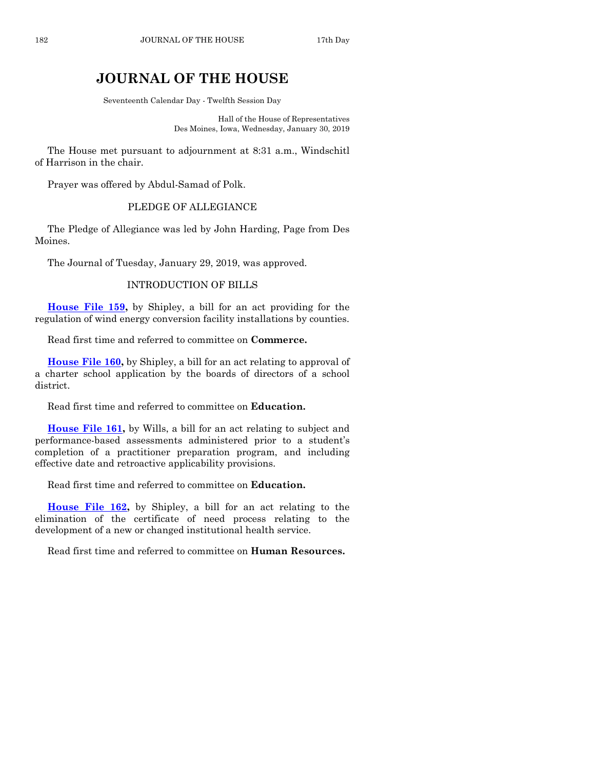# JOURNAL OF THE HOUSE

Seventeenth Calendar Day - Twelfth Session Day

Hall of the House of Representatives
Des Moines, Iowa, Wednesday, January 30, 2019

The House met pursuant to adjournment at 8:31 a.m., Windschitl of Harrison in the chair.

Prayer was offered by Abdul-Samad of Polk.

## PLEDGE OF ALLEGIANCE

The Pledge of Allegiance was led by John Harding, Page from Des Moines.

The Journal of Tuesday, January 29, 2019, was approved.

## INTRODUCTION OF BILLS

**House File 159,** by Shipley, a bill for an act providing for the regulation of wind energy conversion facility installations by counties.

Read first time and referred to committee on **Commerce.**

**House File 160,** by Shipley, a bill for an act relating to approval of a charter school application by the boards of directors of a school district.

Read first time and referred to committee on **Education.**

**House File 161,** by Wills, a bill for an act relating to subject and performance-based assessments administered prior to a student's completion of a practitioner preparation program, and including effective date and retroactive applicability provisions.

Read first time and referred to committee on **Education.**

**House File 162,** by Shipley, a bill for an act relating to the elimination of the certificate of need process relating to the development of a new or changed institutional health service.

Read first time and referred to committee on **Human Resources.**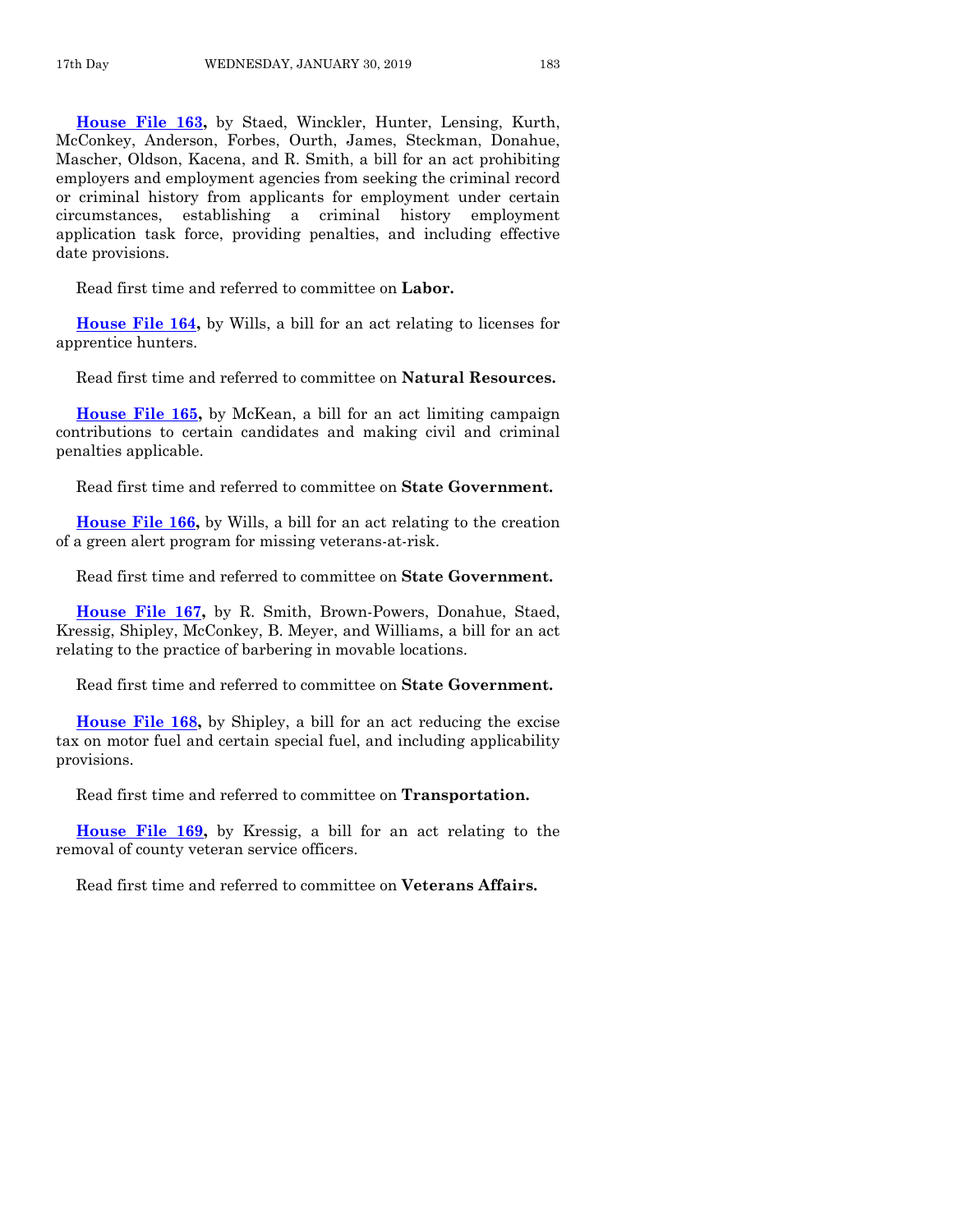**House File 163,** by Staed, Winckler, Hunter, Lensing, Kurth, McConkey, Anderson, Forbes, Ourth, James, Steckman, Donahue, Mascher, Oldson, Kacena, and R. Smith, a bill for an act prohibiting employers and employment agencies from seeking the criminal record or criminal history from applicants for employment under certain circumstances, establishing a criminal history employment application task force, providing penalties, and including effective date provisions.

Read first time and referred to committee on **Labor.**

**House File 164,** by Wills, a bill for an act relating to licenses for apprentice hunters.

Read first time and referred to committee on **Natural Resources.**

**House File 165,** by McKean, a bill for an act limiting campaign contributions to certain candidates and making civil and criminal penalties applicable.

Read first time and referred to committee on **State Government.**

**House File 166,** by Wills, a bill for an act relating to the creation of a green alert program for missing veterans-at-risk.

Read first time and referred to committee on **State Government.**

**House File 167,** by R. Smith, Brown-Powers, Donahue, Staed, Kressig, Shipley, McConkey, B. Meyer, and Williams, a bill for an act relating to the practice of barbering in movable locations.

Read first time and referred to committee on **State Government.**

**House File 168,** by Shipley, a bill for an act reducing the excise tax on motor fuel and certain special fuel, and including applicability provisions.

Read first time and referred to committee on **Transportation.**

**House File 169,** by Kressig, a bill for an act relating to the removal of county veteran service officers.

Read first time and referred to committee on **Veterans Affairs.**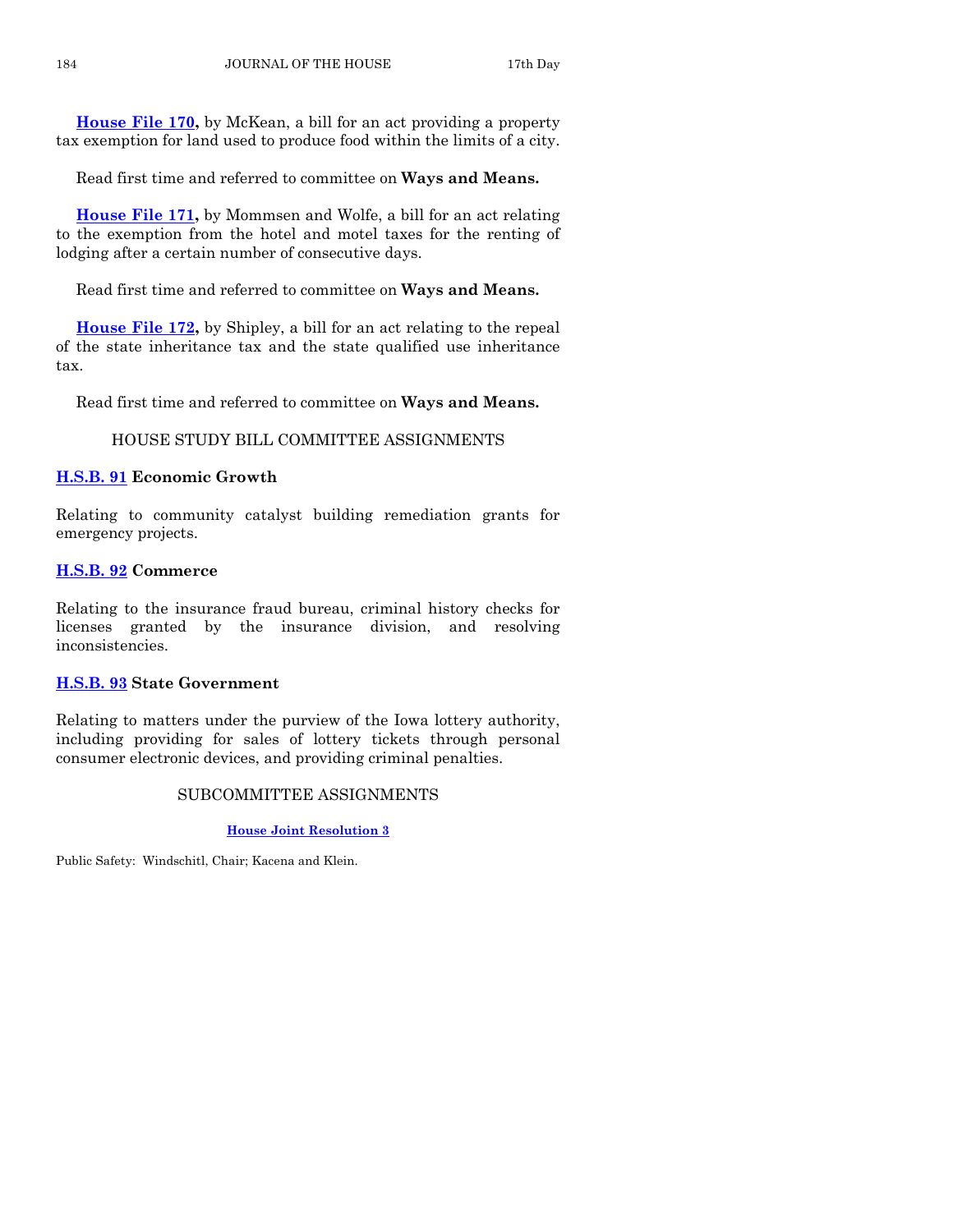**House File 170,** by McKean, a bill for an act providing a property tax exemption for land used to produce food within the limits of a city.

Read first time and referred to committee on **Ways and Means.**

**House File 171,** by Mommsen and Wolfe, a bill for an act relating to the exemption from the hotel and motel taxes for the renting of lodging after a certain number of consecutive days.

Read first time and referred to committee on **Ways and Means.**

**House File 172,** by Shipley, a bill for an act relating to the repeal of the state inheritance tax and the state qualified use inheritance tax.

Read first time and referred to committee on **Ways and Means.**

## HOUSE STUDY BILL COMMITTEE ASSIGNMENTS

**H.S.B. 91 Economic Growth**

Relating to community catalyst building remediation grants for emergency projects.

**H.S.B. 92 Commerce**

Relating to the insurance fraud bureau, criminal history checks for licenses granted by the insurance division, and resolving inconsistencies.

**H.S.B. 93 State Government**

Relating to matters under the purview of the Iowa lottery authority, including providing for sales of lottery tickets through personal consumer electronic devices, and providing criminal penalties.

## SUBCOMMITTEE ASSIGNMENTS

**House Joint Resolution 3**

Public Safety: Windschitl, Chair; Kacena and Klein.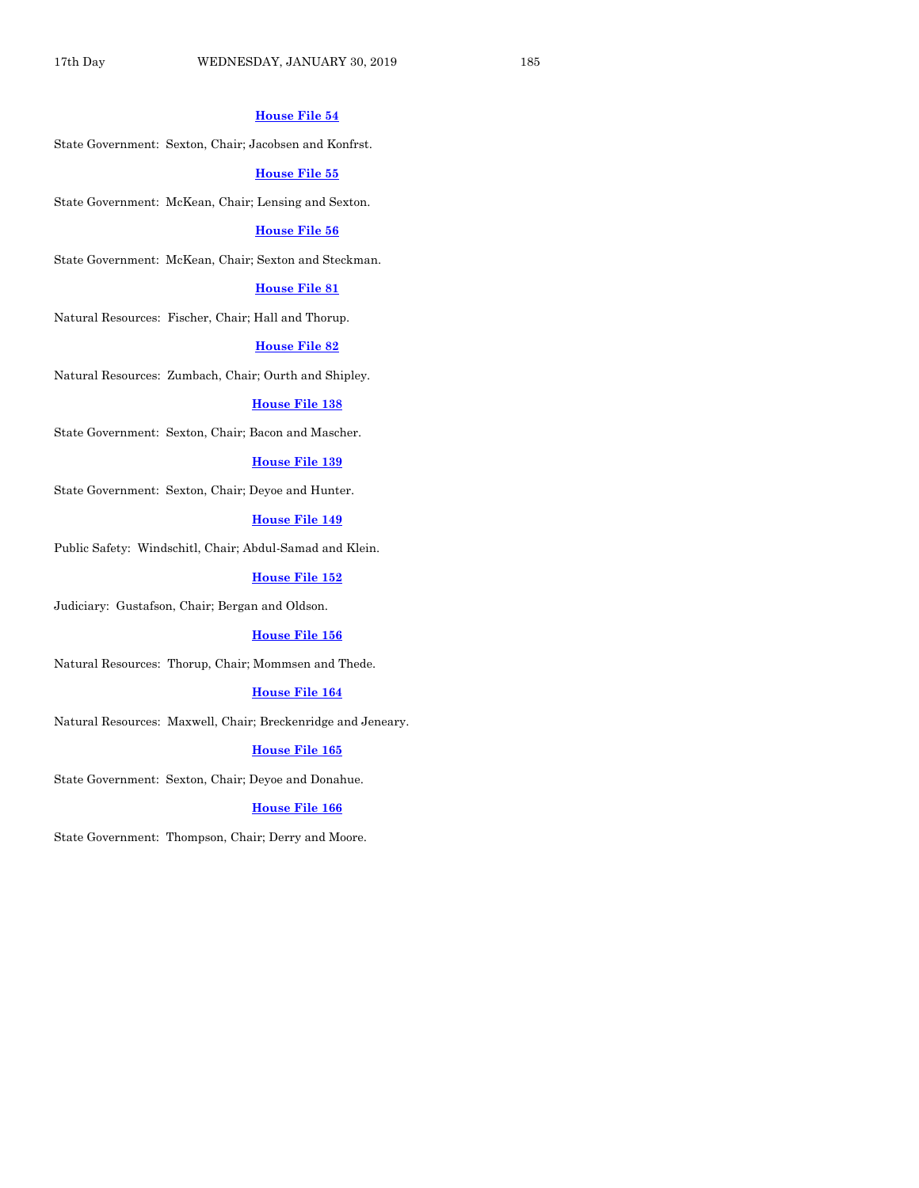**House File 54**

State Government: Sexton, Chair; Jacobsen and Konfrst.

**House File 55**

State Government: McKean, Chair; Lensing and Sexton.

**House File 56**

State Government: McKean, Chair; Sexton and Steckman.

**House File 81**

Natural Resources: Fischer, Chair; Hall and Thorup.

**House File 82**

Natural Resources: Zumbach, Chair; Ourth and Shipley.

**House File 138**

State Government: Sexton, Chair; Bacon and Mascher.

**House File 139**

State Government: Sexton, Chair; Deyoe and Hunter.

**House File 149**

Public Safety: Windschitl, Chair; Abdul-Samad and Klein.

**House File 152**

Judiciary: Gustafson, Chair; Bergan and Oldson.

**House File 156**

Natural Resources: Thorup, Chair; Mommsen and Thede.

**House File 164**

Natural Resources: Maxwell, Chair; Breckenridge and Jeneary.

**House File 165**

State Government: Sexton, Chair; Deyoe and Donahue.

**House File 166**

State Government: Thompson, Chair; Derry and Moore.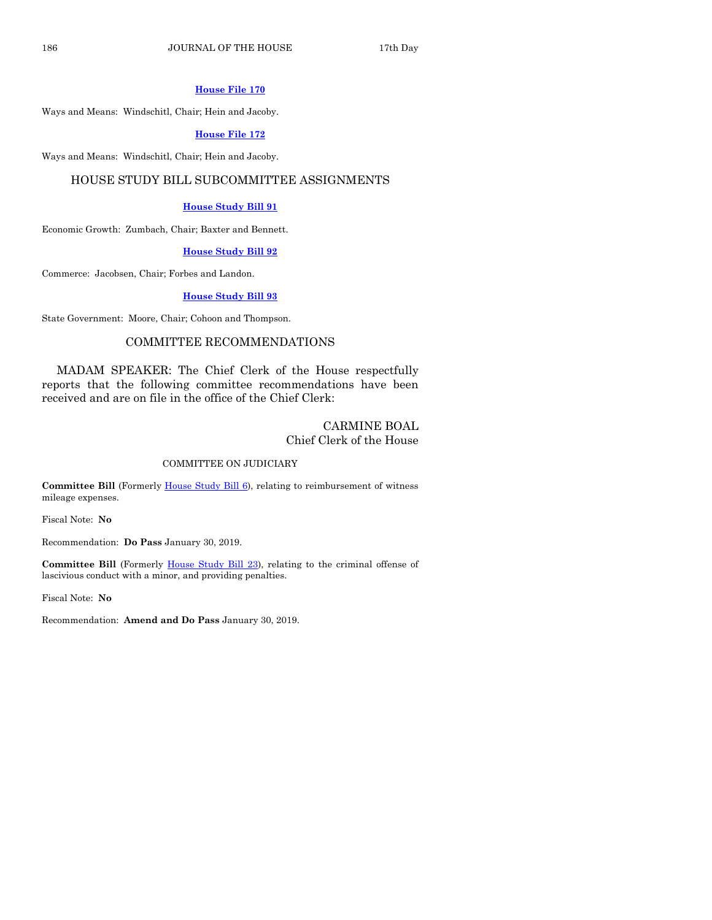**House File 170**

Ways and Means: Windschitl, Chair; Hein and Jacoby.

**House File 172**

Ways and Means: Windschitl, Chair; Hein and Jacoby.

## HOUSE STUDY BILL SUBCOMMITTEE ASSIGNMENTS

**House Study Bill 91**

Economic Growth: Zumbach, Chair; Baxter and Bennett.

**House Study Bill 92**

Commerce: Jacobsen, Chair; Forbes and Landon.

**House Study Bill 93**

State Government: Moore, Chair; Cohoon and Thompson.

## COMMITTEE RECOMMENDATIONS

MADAM SPEAKER: The Chief Clerk of the House respectfully reports that the following committee recommendations have been received and are on file in the office of the Chief Clerk:

CARMINE BOAL
Chief Clerk of the House

### COMMITTEE ON JUDICIARY

**Committee Bill** (Formerly House Study Bill 6), relating to reimbursement of witness mileage expenses.

Fiscal Note: **No**

Recommendation: **Do Pass** January 30, 2019.

**Committee Bill** (Formerly House Study Bill 23), relating to the criminal offense of lascivious conduct with a minor, and providing penalties.

Fiscal Note: **No**

Recommendation: **Amend and Do Pass** January 30, 2019.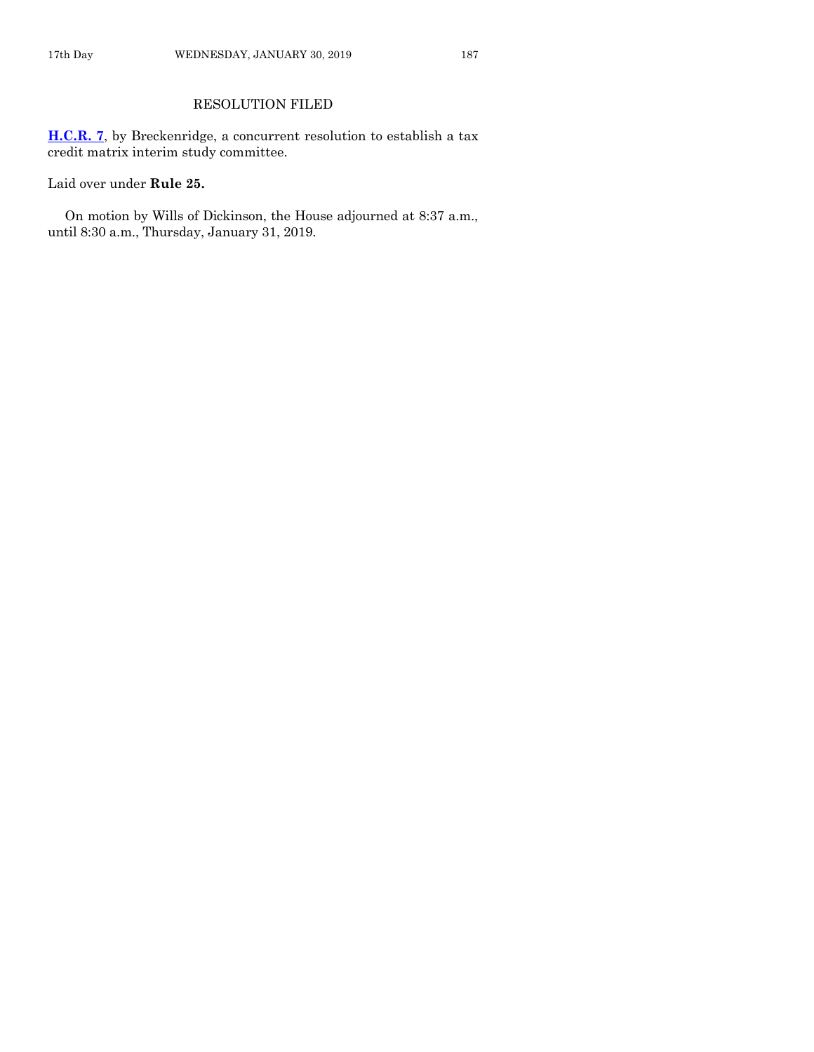## RESOLUTION FILED

**H.C.R. 7**, by Breckenridge, a concurrent resolution to establish a tax credit matrix interim study committee.

Laid over under **Rule 25.**

On motion by Wills of Dickinson, the House adjourned at 8:37 a.m., until 8:30 a.m., Thursday, January 31, 2019.